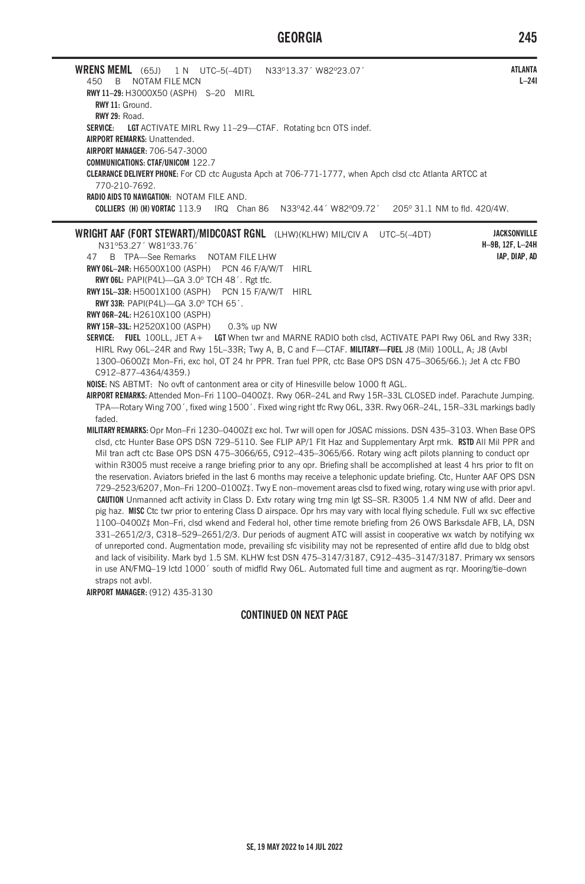**WRENS MEML** (65J) 1 N UTC–5(–4DT) N33°13.37´ W82°23.07´ **ATLANTA** **L–24I**

450 B NOTAM FILE MCN

**RWY 11–29:** H3000X50 (ASPH) S–20 MIRL

**RWY 11:** Ground.

**RWY 29:** Road.

**SERVICE:** **LGT** ACTIVATE MIRL Rwy 11–29—CTAF. Rotating bcn OTS indef.

**AIRPORT REMARKS:** Unattended.

**AIRPORT MANAGER:** 706-547-3000

**COMMUNICATIONS: CTAF/UNICOM** 122.7

**CLEARANCE DELIVERY PHONE:** For CD ctc Augusta Apch at 706-771-1777, when Apch clsd ctc Atlanta ARTCC at 770-210-7692.

**RADIO AIDS TO NAVIGATION:** NOTAM FILE AND.

**COLLIERS (H) (H) VORTAC** 113.9 IRQ Chan 86 N33°42.44´ W82°09.72´ 205° 31.1 NM to fld. 420/4W.

---

**WRIGHT AAF (FORT STEWART)/MIDCOAST RGNL** (LHW)(KLHW) MIL/CIV A UTC–5(–4DT) N31°53.27´ W81°33.76´ **JACKSONVILLE** **H–9B, 12F, L–24H** **IAP, DIAP, AD**

47 B TPA—See Remarks NOTAM FILE LHW

**RWY 06L–24R:** H6500X100 (ASPH) PCN 46 F/A/W/T HIRL

**RWY 06L:** PAPI(P4L)—GA 3.0° TCH 48´. Rgt tfc.

**RWY 15L–33R:** H5001X100 (ASPH) PCN 15 F/A/W/T HIRL

**RWY 33R:** PAPI(P4L)—GA 3.0° TCH 65´.

**RWY 06R–24L:** H2610X100 (ASPH)

**RWY 15R–33L:** H2520X100 (ASPH) 0.3% up NW

**SERVICE:** **FUEL** 100LL, JET A+ **LGT** When twr and MARNE RADIO both clsd, ACTIVATE PAPI Rwy 06L and Rwy 33R; HIRL Rwy 06L–24R and Rwy 15L–33R; Twy A, B, C and F—CTAF. **MILITARY—FUEL** J8 (Mil) 100LL, A; J8 (Avbl 1300–0600Z‡ Mon–Fri, exc hol, OT 24 hr PPR. Tran fuel PPR, ctc Base OPS DSN 475–3065/66.); Jet A ctc FBO C912–877–4364/4359.)

**NOISE:** NS ABTMT: No ovft of cantonment area or city of Hinesville below 1000 ft AGL.

**AIRPORT REMARKS:** Attended Mon–Fri 1100–0400Z‡. Rwy 06R–24L and Rwy 15R–33L CLOSED indef. Parachute Jumping. TPA—Rotary Wing 700´, fixed wing 1500´. Fixed wing right tfc Rwy 06L, 33R. Rwy 06R–24L, 15R–33L markings badly faded.

**MILITARY REMARKS:** Opr Mon–Fri 1230–0400Z‡ exc hol. Twr will open for JOSAC missions. DSN 435–3103. When Base OPS clsd, ctc Hunter Base OPS DSN 729–5110. See FLIP AP/1 Flt Haz and Supplementary Arpt rmk. **RSTD** All Mil PPR and Mil tran acft ctc Base OPS DSN 475–3066/65, C912–435–3065/66. Rotary wing acft pilots planning to conduct opr within R3005 must receive a range briefing prior to any opr. Briefing shall be accomplished at least 4 hrs prior to flt on the reservation. Aviators briefed in the last 6 months may receive a telephonic update briefing. Ctc, Hunter AAF OPS DSN 729–2523/6207, Mon–Fri 1200–0100Z‡. Twy E non–movement areas clsd to fixed wing, rotary wing use with prior apvl. **CAUTION** Unmanned acft activity in Class D. Extv rotary wing trng min lgt SS–SR. R3005 1.4 NM NW of afld. Deer and pig haz. **MISC** Ctc twr prior to entering Class D airspace. Opr hrs may vary with local flying schedule. Full wx svc effective 1100–0400Z‡ Mon–Fri, clsd wkend and Federal hol, other time remote briefing from 26 OWS Barksdale AFB, LA, DSN 331–2651/2/3, C318–529–2651/2/3. Dur periods of augment ATC will assist in cooperative wx watch by notifying wx of unreported cond. Augmentation mode, prevailing sfc visibility may not be represented of entire afld due to bldg obst and lack of visibility. Mark byd 1.5 SM. KLHW fcst DSN 475–3147/3187, C912–435–3147/3187. Primary wx sensors in use AN/FMQ–19 lctd 1000´ south of midfld Rwy 06L. Automated full time and augment as rqr. Mooring/tie–down straps not avbl.

**AIRPORT MANAGER:** (912) 435-3130

**CONTINUED ON NEXT PAGE**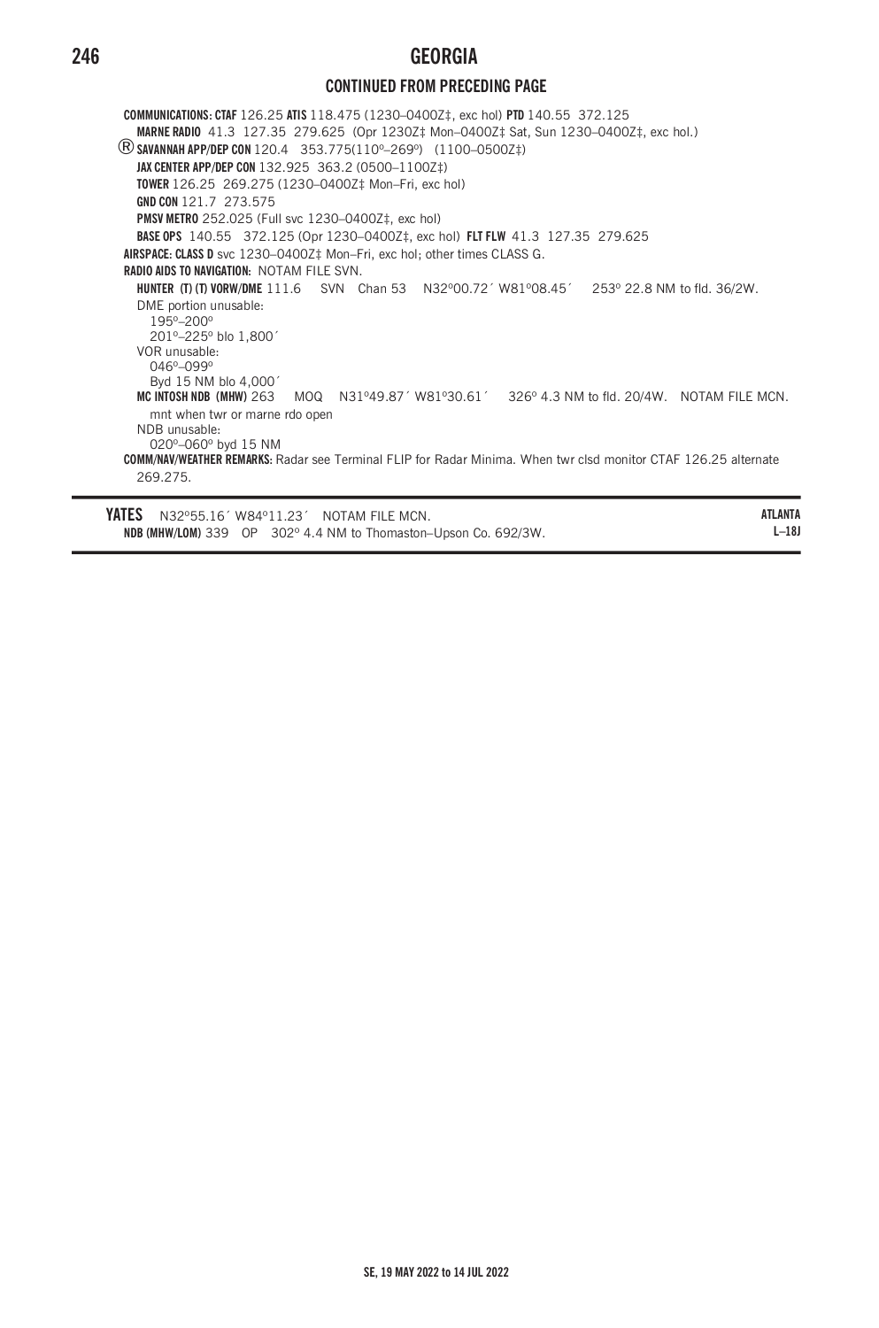## GEORGIA

### CONTINUED FROM PRECEDING PAGE

**COMMUNICATIONS: CTAF** 126.25 **ATIS** 118.475 (1230–0400Z‡, exc hol) **PTD** 140.55 372.125

**MARNE RADIO** 41.3 127.35 279.625 (Opr 1230Z‡ Mon–0400Z‡ Sat, Sun 1230–0400Z‡, exc hol.)

® **SAVANNAH APP/DEP CON** 120.4 353.775(110°–269°) (1100–0500Z‡)

**JAX CENTER APP/DEP CON** 132.925 363.2 (0500–1100Z‡)

**TOWER** 126.25 269.275 (1230–0400Z‡ Mon–Fri, exc hol)

**GND CON** 121.7 273.575

**PMSV METRO** 252.025 (Full svc 1230–0400Z‡, exc hol)

**BASE OPS** 140.55 372.125 (Opr 1230–0400Z‡, exc hol) **FLT FLW** 41.3 127.35 279.625

**AIRSPACE: CLASS D** svc 1230–0400Z‡ Mon–Fri, exc hol; other times CLASS G.

**RADIO AIDS TO NAVIGATION:** NOTAM FILE SVN.

**HUNTER (T) (T) VORW/DME** 111.6 SVN Chan 53 N32°00.72´ W81°08.45´ 253° 22.8 NM to fld. 36/2W.

DME portion unusable:

195°–200°

201°–225° blo 1,800´

VOR unusable:

046°–099°

Byd 15 NM blo 4,000´

**MC INTOSH NDB (MHW)** 263 MOQ N31°49.87´ W81°30.61´ 326° 4.3 NM to fld. 20/4W. NOTAM FILE MCN.

mnt when twr or marne rdo open

NDB unusable:

020°–060° byd 15 NM

**COMM/NAV/WEATHER REMARKS:** Radar see Terminal FLIP for Radar Minima. When twr clsd monitor CTAF 126.25 alternate 269.275.

---

**YATES** N32°55.16´ W84°11.23´ NOTAM FILE MCN. **ATLANTA**

**NDB (MHW/LOM)** 339 OP 302° 4.4 NM to Thomaston–Upson Co. 692/3W. **L–18J**

---

SE, 19 MAY 2022 to 14 JUL 2022